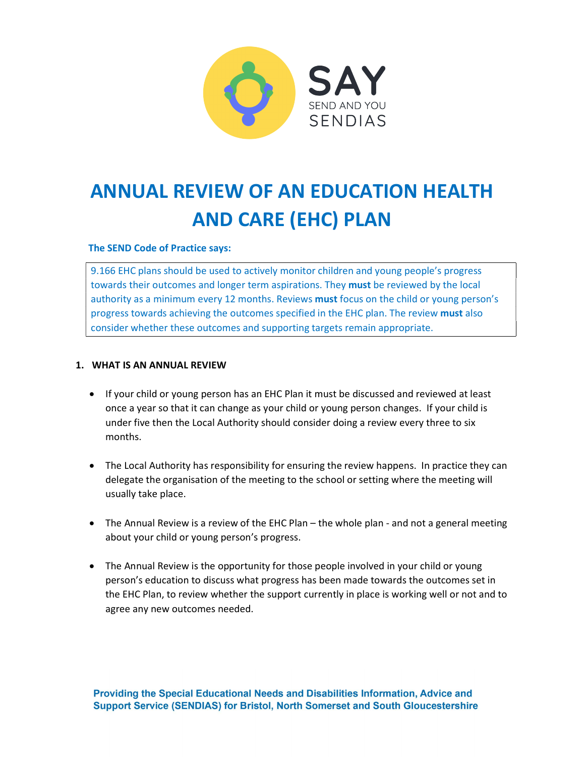SAY

SEND AND YOU

SENDIAS

# ANNUAL REVIEW OF AN EDUCATION HEALTH AND CARE (EHC) PLAN

**The SEND Code of Practice says:**

> 9.166 EHC plans should be used to actively monitor children and young people's progress towards their outcomes and longer term aspirations. They **must** be reviewed by the local authority as a minimum every 12 months. Reviews **must** focus on the child or young person's progress towards achieving the outcomes specified in the EHC plan. The review **must** also consider whether these outcomes and supporting targets remain appropriate.

## 1. WHAT IS AN ANNUAL REVIEW

- If your child or young person has an EHC Plan it must be discussed and reviewed at least once a year so that it can change as your child or young person changes. If your child is under five then the Local Authority should consider doing a review every three to six months.

- The Local Authority has responsibility for ensuring the review happens. In practice they can delegate the organisation of the meeting to the school or setting where the meeting will usually take place.

- The Annual Review is a review of the EHC Plan – the whole plan - and not a general meeting about your child or young person's progress.

- The Annual Review is the opportunity for those people involved in your child or young person's education to discuss what progress has been made towards the outcomes set in the EHC Plan, to review whether the support currently in place is working well or not and to agree any new outcomes needed.

**Providing the Special Educational Needs and Disabilities Information, Advice and Support Service (SENDIAS) for Bristol, North Somerset and South Gloucestershire**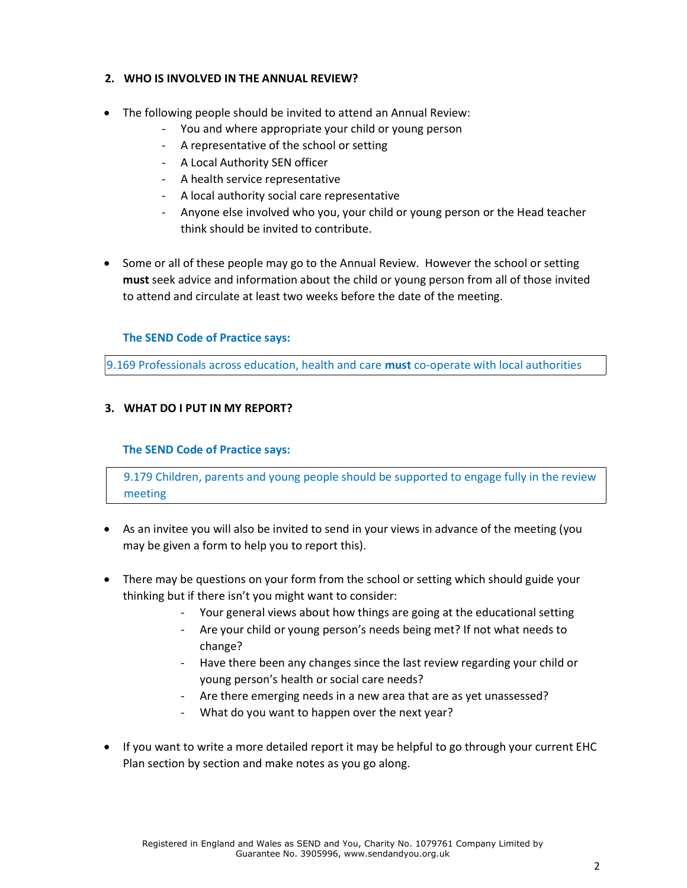## 2. WHO IS INVOLVED IN THE ANNUAL REVIEW?

- The following people should be invited to attend an Annual Review:
  - You and where appropriate your child or young person
  - A representative of the school or setting
  - A Local Authority SEN officer
  - A health service representative
  - A local authority social care representative
  - Anyone else involved who you, your child or young person or the Head teacher think should be invited to contribute.

- Some or all of these people may go to the Annual Review. However the school or setting **must** seek advice and information about the child or young person from all of those invited to attend and circulate at least two weeks before the date of the meeting.

**The SEND Code of Practice says:**

> 9.169 Professionals across education, health and care **must** co-operate with local authorities

## 3. WHAT DO I PUT IN MY REPORT?

**The SEND Code of Practice says:**

> 9.179 Children, parents and young people should be supported to engage fully in the review meeting

- As an invitee you will also be invited to send in your views in advance of the meeting (you may be given a form to help you to report this).

- There may be questions on your form from the school or setting which should guide your thinking but if there isn't you might want to consider:
  - Your general views about how things are going at the educational setting
  - Are your child or young person's needs being met? If not what needs to change?
  - Have there been any changes since the last review regarding your child or young person's health or social care needs?
  - Are there emerging needs in a new area that are as yet unassessed?
  - What do you want to happen over the next year?

- If you want to write a more detailed report it may be helpful to go through your current EHC Plan section by section and make notes as you go along.

Registered in England and Wales as SEND and You, Charity No. 1079761 Company Limited by Guarantee No. 3905996, www.sendandyou.org.uk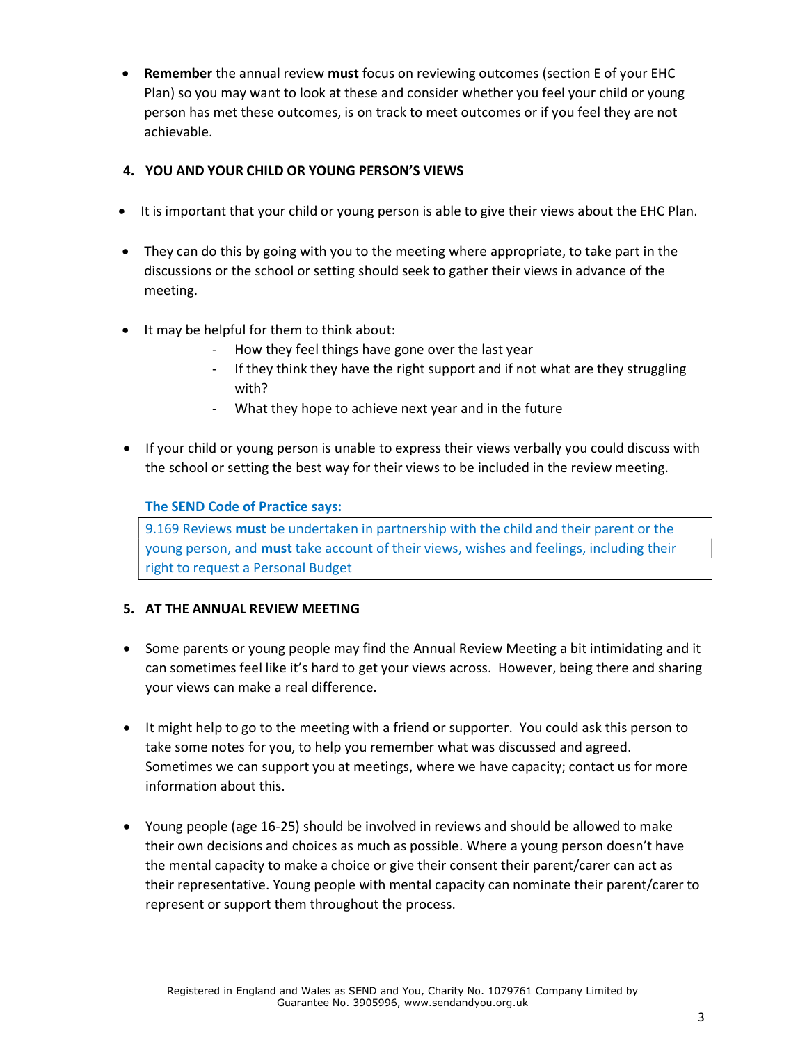- **Remember** the annual review **must** focus on reviewing outcomes (section E of your EHC Plan) so you may want to look at these and consider whether you feel your child or young person has met these outcomes, is on track to meet outcomes or if you feel they are not achievable.

## 4. YOU AND YOUR CHILD OR YOUNG PERSON'S VIEWS

- It is important that your child or young person is able to give their views about the EHC Plan.

- They can do this by going with you to the meeting where appropriate, to take part in the discussions or the school or setting should seek to gather their views in advance of the meeting.

- It may be helpful for them to think about:
  - How they feel things have gone over the last year
  - If they think they have the right support and if not what are they struggling with?
  - What they hope to achieve next year and in the future

- If your child or young person is unable to express their views verbally you could discuss with the school or setting the best way for their views to be included in the review meeting.

**The SEND Code of Practice says:**

> 9.169 Reviews **must** be undertaken in partnership with the child and their parent or the young person, and **must** take account of their views, wishes and feelings, including their right to request a Personal Budget

## 5. AT THE ANNUAL REVIEW MEETING

- Some parents or young people may find the Annual Review Meeting a bit intimidating and it can sometimes feel like it's hard to get your views across. However, being there and sharing your views can make a real difference.

- It might help to go to the meeting with a friend or supporter. You could ask this person to take some notes for you, to help you remember what was discussed and agreed. Sometimes we can support you at meetings, where we have capacity; contact us for more information about this.

- Young people (age 16-25) should be involved in reviews and should be allowed to make their own decisions and choices as much as possible. Where a young person doesn't have the mental capacity to make a choice or give their consent their parent/carer can act as their representative. Young people with mental capacity can nominate their parent/carer to represent or support them throughout the process.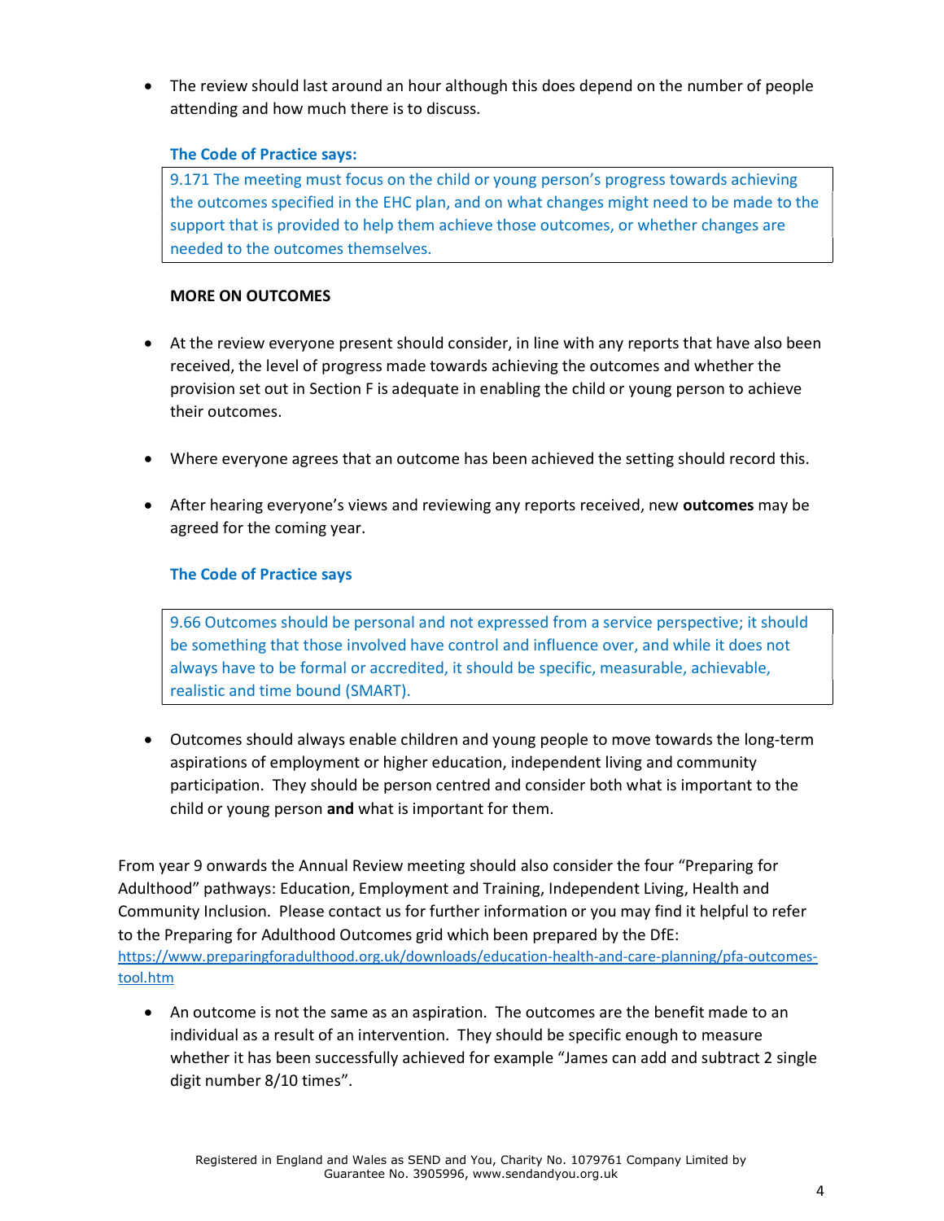- The review should last around an hour although this does depend on the number of people attending and how much there is to discuss.

**The Code of Practice says:**

> 9.171 The meeting must focus on the child or young person's progress towards achieving the outcomes specified in the EHC plan, and on what changes might need to be made to the support that is provided to help them achieve those outcomes, or whether changes are needed to the outcomes themselves.

**MORE ON OUTCOMES**

- At the review everyone present should consider, in line with any reports that have also been received, the level of progress made towards achieving the outcomes and whether the provision set out in Section F is adequate in enabling the child or young person to achieve their outcomes.

- Where everyone agrees that an outcome has been achieved the setting should record this.

- After hearing everyone's views and reviewing any reports received, new **outcomes** may be agreed for the coming year.

**The Code of Practice says**

> 9.66 Outcomes should be personal and not expressed from a service perspective; it should be something that those involved have control and influence over, and while it does not always have to be formal or accredited, it should be specific, measurable, achievable, realistic and time bound (SMART).

- Outcomes should always enable children and young people to move towards the long-term aspirations of employment or higher education, independent living and community participation. They should be person centred and consider both what is important to the child or young person **and** what is important for them.

From year 9 onwards the Annual Review meeting should also consider the four "Preparing for Adulthood" pathways: Education, Employment and Training, Independent Living, Health and Community Inclusion. Please contact us for further information or you may find it helpful to refer to the Preparing for Adulthood Outcomes grid which been prepared by the DfE: https://www.preparingforadulthood.org.uk/downloads/education-health-and-care-planning/pfa-outcomes-tool.htm

- An outcome is not the same as an aspiration. The outcomes are the benefit made to an individual as a result of an intervention. They should be specific enough to measure whether it has been successfully achieved for example "James can add and subtract 2 single digit number 8/10 times".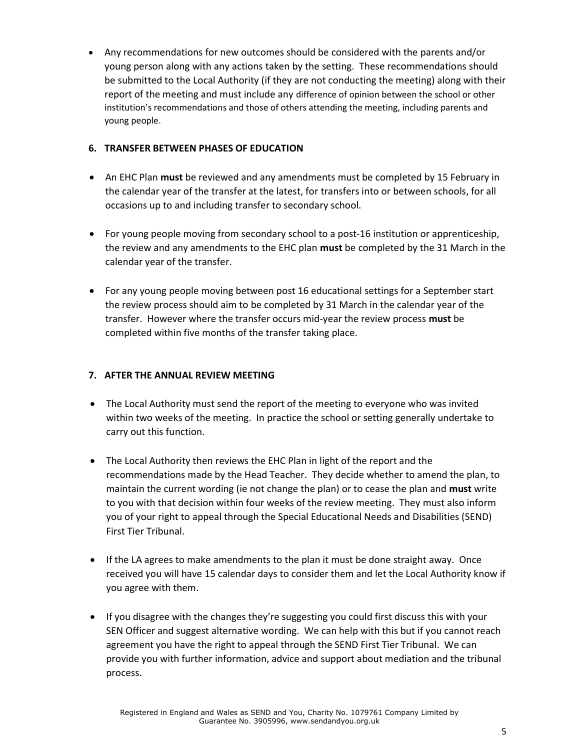- Any recommendations for new outcomes should be considered with the parents and/or young person along with any actions taken by the setting. These recommendations should be submitted to the Local Authority (if they are not conducting the meeting) along with their report of the meeting and must include any difference of opinion between the school or other institution's recommendations and those of others attending the meeting, including parents and young people.

## 6. TRANSFER BETWEEN PHASES OF EDUCATION

- An EHC Plan **must** be reviewed and any amendments must be completed by 15 February in the calendar year of the transfer at the latest, for transfers into or between schools, for all occasions up to and including transfer to secondary school.

- For young people moving from secondary school to a post-16 institution or apprenticeship, the review and any amendments to the EHC plan **must** be completed by the 31 March in the calendar year of the transfer.

- For any young people moving between post 16 educational settings for a September start the review process should aim to be completed by 31 March in the calendar year of the transfer. However where the transfer occurs mid-year the review process **must** be completed within five months of the transfer taking place.

## 7. AFTER THE ANNUAL REVIEW MEETING

- The Local Authority must send the report of the meeting to everyone who was invited within two weeks of the meeting. In practice the school or setting generally undertake to carry out this function.

- The Local Authority then reviews the EHC Plan in light of the report and the recommendations made by the Head Teacher. They decide whether to amend the plan, to maintain the current wording (ie not change the plan) or to cease the plan and **must** write to you with that decision within four weeks of the review meeting. They must also inform you of your right to appeal through the Special Educational Needs and Disabilities (SEND) First Tier Tribunal.

- If the LA agrees to make amendments to the plan it must be done straight away. Once received you will have 15 calendar days to consider them and let the Local Authority know if you agree with them.

- If you disagree with the changes they're suggesting you could first discuss this with your SEN Officer and suggest alternative wording. We can help with this but if you cannot reach agreement you have the right to appeal through the SEND First Tier Tribunal. We can provide you with further information, advice and support about mediation and the tribunal process.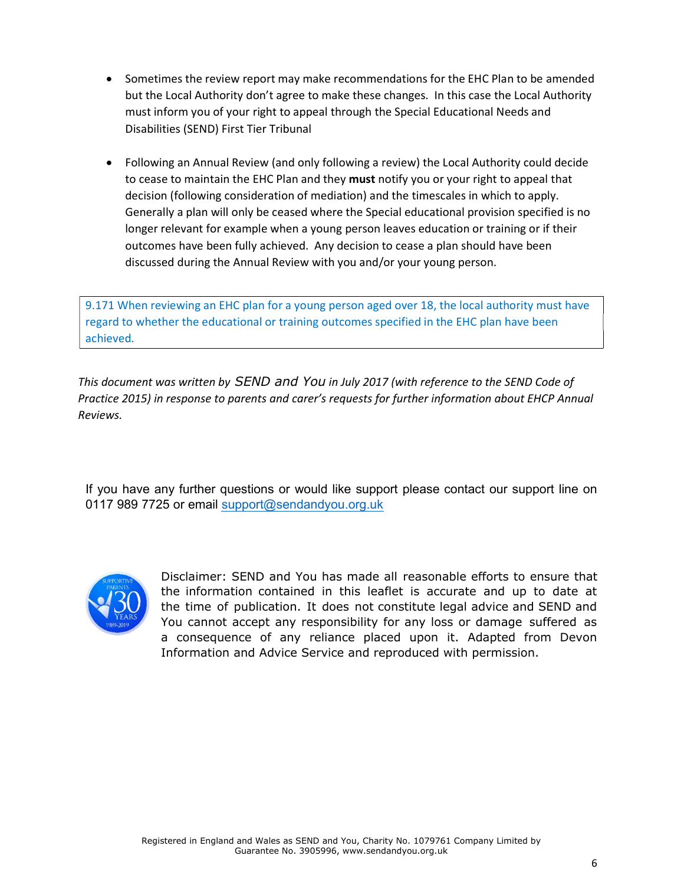- Sometimes the review report may make recommendations for the EHC Plan to be amended but the Local Authority don't agree to make these changes. In this case the Local Authority must inform you of your right to appeal through the Special Educational Needs and Disabilities (SEND) First Tier Tribunal

- Following an Annual Review (and only following a review) the Local Authority could decide to cease to maintain the EHC Plan and they **must** notify you or your right to appeal that decision (following consideration of mediation) and the timescales in which to apply. Generally a plan will only be ceased where the Special educational provision specified is no longer relevant for example when a young person leaves education or training or if their outcomes have been fully achieved. Any decision to cease a plan should have been discussed during the Annual Review with you and/or your young person.

> 9.171 When reviewing an EHC plan for a young person aged over 18, the local authority must have regard to whether the educational or training outcomes specified in the EHC plan have been achieved.

*This document was written by SEND and You in July 2017 (with reference to the SEND Code of Practice 2015) in response to parents and carer's requests for further information about EHCP Annual Reviews.*

If you have any further questions or would like support please contact our support line on 0117 989 7725 or email support@sendandyou.org.uk

Disclaimer: SEND and You has made all reasonable efforts to ensure that the information contained in this leaflet is accurate and up to date at the time of publication. It does not constitute legal advice and SEND and You cannot accept any responsibility for any loss or damage suffered as a consequence of any reliance placed upon it. Adapted from Devon Information and Advice Service and reproduced with permission.

Registered in England and Wales as SEND and You, Charity No. 1079761 Company Limited by Guarantee No. 3905996, www.sendandyou.org.uk